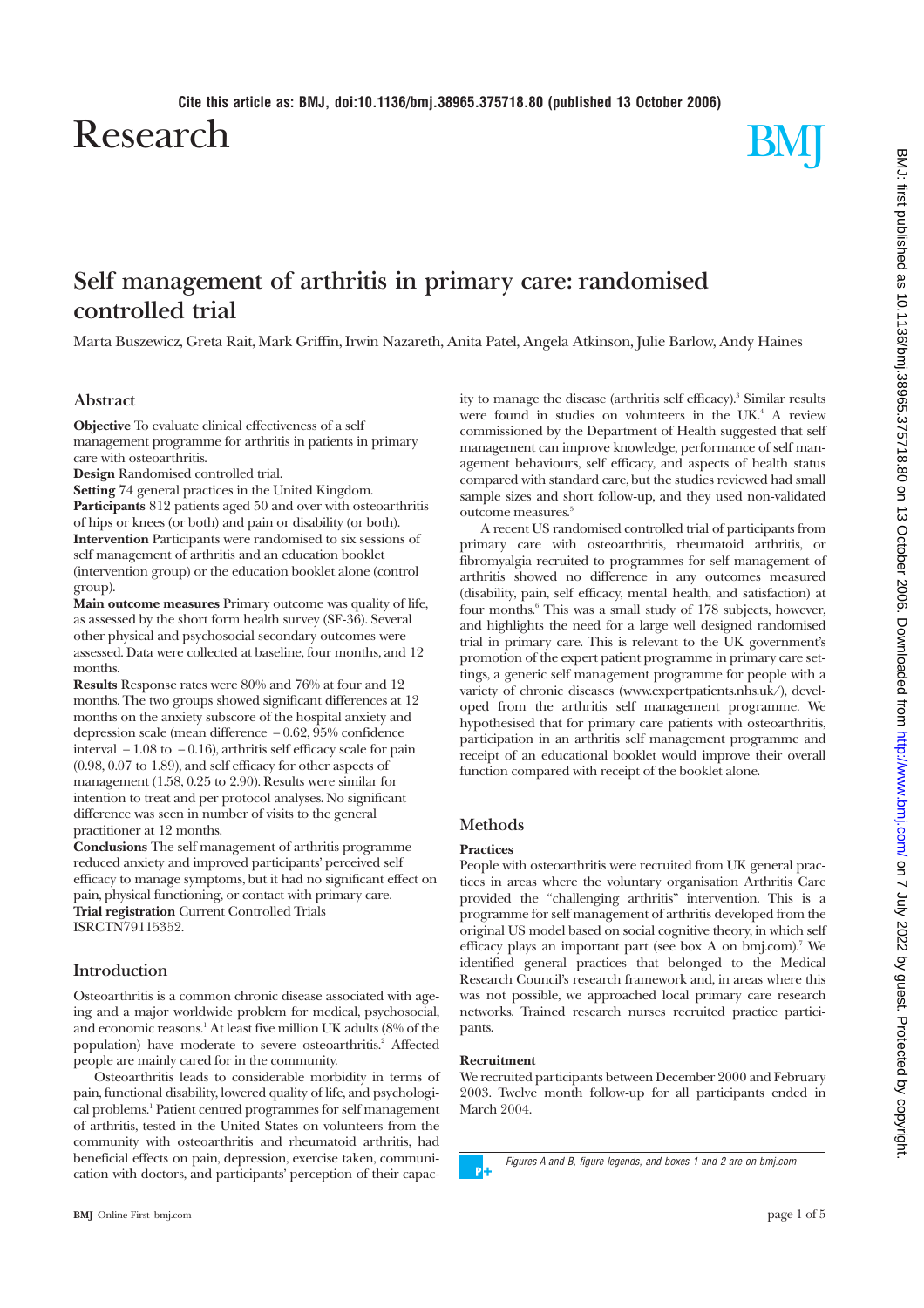Cite this article as: BMJ, doi:10.1136/bmj.38965.375718.80 (published 13 October 2006)

# Research

# Self management of arthritis in primary care: randomised controlled trial

Marta Buszewicz, Greta Rait, Mark Griffin, Irwin Nazareth, Anita Patel, Angela Atkinson, Julie Barlow, Andy Haines

## Abstract

**Objective** To evaluate clinical effectiveness of a self management programme for arthritis in patients in primary care with osteoarthritis.

**Design** Randomised controlled trial.

**Setting** 74 general practices in the United Kingdom.

**Participants** 812 patients aged 50 and over with osteoarthritis of hips or knees (or both) and pain or disability (or both).

**Intervention** Participants were randomised to six sessions of self management of arthritis and an education booklet (intervention group) or the education booklet alone (control group).

**Main outcome measures** Primary outcome was quality of life, as assessed by the short form health survey (SF-36). Several other physical and psychosocial secondary outcomes were assessed. Data were collected at baseline, four months, and 12 months.

**Results** Response rates were 80% and 76% at four and 12 months. The two groups showed significant differences at 12 months on the anxiety subscore of the hospital anxiety and depression scale (mean difference −0.62, 95% confidence interval −1.08 to −0.16), arthritis self efficacy scale for pain (0.98, 0.07 to 1.89), and self efficacy for other aspects of management (1.58, 0.25 to 2.90). Results were similar for intention to treat and per protocol analyses. No significant difference was seen in number of visits to the general practitioner at 12 months.

**Conclusions** The self management of arthritis programme reduced anxiety and improved participants' perceived self efficacy to manage symptoms, but it had no significant effect on pain, physical functioning, or contact with primary care.

**Trial registration** Current Controlled Trials ISRCTN79115352.

## Introduction

Osteoarthritis is a common chronic disease associated with ageing and a major worldwide problem for medical, psychosocial, and economic reasons.[1] At least five million UK adults (8% of the population) have moderate to severe osteoarthritis.[2] Affected people are mainly cared for in the community.

Osteoarthritis leads to considerable morbidity in terms of pain, functional disability, lowered quality of life, and psychological problems.[1] Patient centred programmes for self management of arthritis, tested in the United States on volunteers from the community with osteoarthritis and rheumatoid arthritis, had beneficial effects on pain, depression, exercise taken, communication with doctors, and participants' perception of their capacity to manage the disease (arthritis self efficacy).[3] Similar results were found in studies on volunteers in the UK.[4] A review commissioned by the Department of Health suggested that self management can improve knowledge, performance of self management behaviours, self efficacy, and aspects of health status compared with standard care, but the studies reviewed had small sample sizes and short follow-up, and they used non-validated outcome measures.[5]

A recent US randomised controlled trial of participants from primary care with osteoarthritis, rheumatoid arthritis, or fibromyalgia recruited to programmes for self management of arthritis showed no difference in any outcomes measured (disability, pain, self efficacy, mental health, and satisfaction) at four months.[6] This was a small study of 178 subjects, however, and highlights the need for a large well designed randomised trial in primary care. This is relevant to the UK government's promotion of the expert patient programme in primary care settings, a generic self management programme for people with a variety of chronic diseases (www.expertpatients.nhs.uk/), developed from the arthritis self management programme. We hypothesised that for primary care patients with osteoarthritis, participation in an arthritis self management programme and receipt of an educational booklet would improve their overall function compared with receipt of the booklet alone.

## Methods

### Practices

People with osteoarthritis were recruited from UK general practices in areas where the voluntary organisation Arthritis Care provided the "challenging arthritis" intervention. This is a programme for self management of arthritis developed from the original US model based on social cognitive theory, in which self efficacy plays an important part (see box A on bmj.com).[7] We identified general practices that belonged to the Medical Research Council's research framework and, in areas where this was not possible, we approached local primary care research networks. Trained research nurses recruited practice participants.

### Recruitment

We recruited participants between December 2000 and February 2003. Twelve month follow-up for all participants ended in March 2004.

*Figures A and B, figure legends, and boxes 1 and 2 are on bmj.com*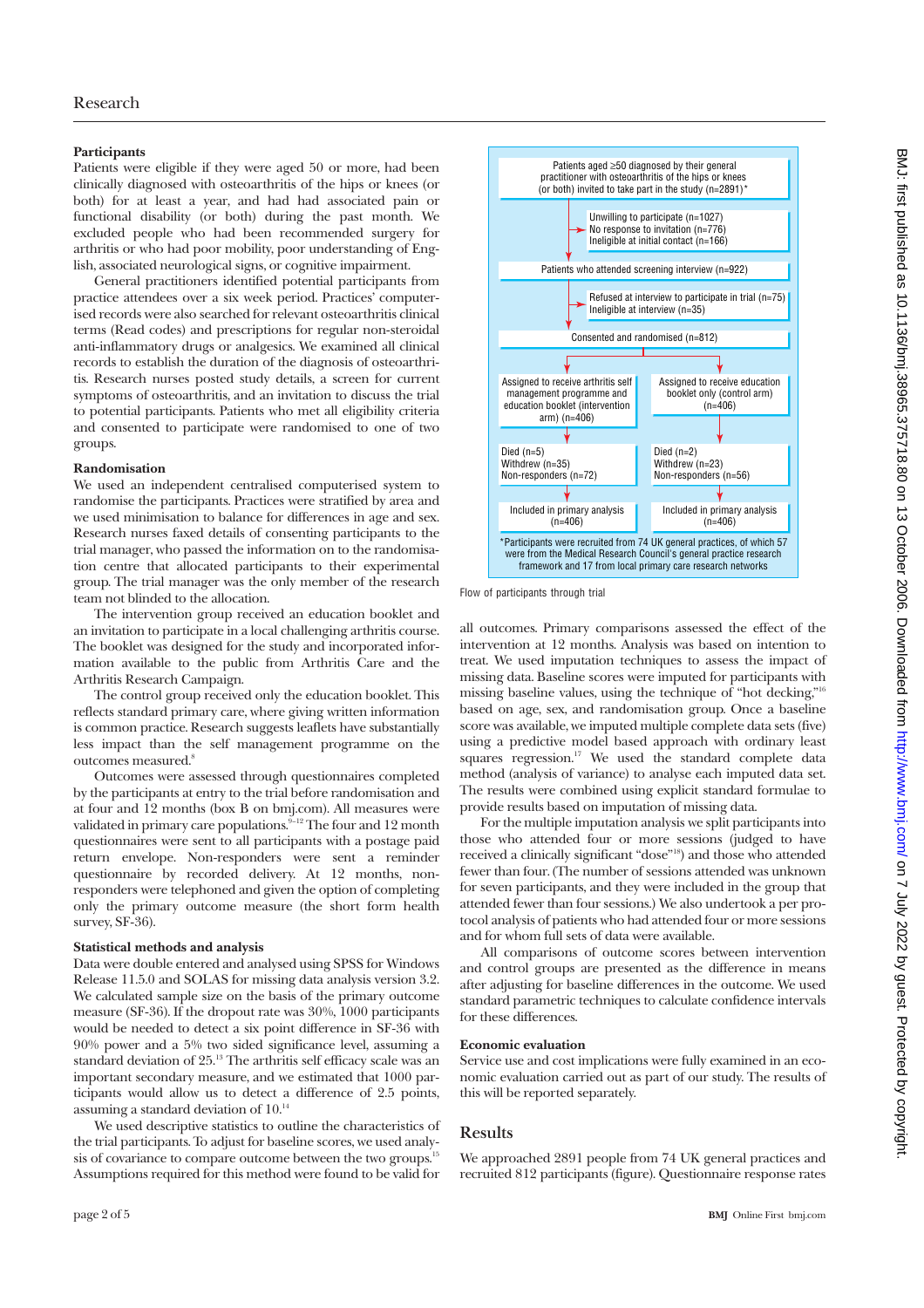### Participants

Patients were eligible if they were aged 50 or more, had been clinically diagnosed with osteoarthritis of the hips or knees (or both) for at least a year, and had had associated pain or functional disability (or both) during the past month. We excluded people who had been recommended surgery for arthritis or who had poor mobility, poor understanding of English, associated neurological signs, or cognitive impairment.

General practitioners identified potential participants from practice attendees over a six week period. Practices' computerised records were also searched for relevant osteoarthritis clinical terms (Read codes) and prescriptions for regular non-steroidal anti-inflammatory drugs or analgesics. We examined all clinical records to establish the duration of the diagnosis of osteoarthritis. Research nurses posted study details, a screen for current symptoms of osteoarthritis, and an invitation to discuss the trial to potential participants. Patients who met all eligibility criteria and consented to participate were randomised to one of two groups.

### Randomisation

We used an independent centralised computerised system to randomise the participants. Practices were stratified by area and we used minimisation to balance for differences in age and sex. Research nurses faxed details of consenting participants to the trial manager, who passed the information on to the randomisation centre that allocated participants to their experimental group. The trial manager was the only member of the research team not blinded to the allocation.

The intervention group received an education booklet and an invitation to participate in a local challenging arthritis course. The booklet was designed for the study and incorporated information available to the public from Arthritis Care and the Arthritis Research Campaign.

The control group received only the education booklet. This reflects standard primary care, where giving written information is common practice. Research suggests leaflets have substantially less impact than the self management programme on the outcomes measured.[8]

Outcomes were assessed through questionnaires completed by the participants at entry to the trial before randomisation and at four and 12 months (box B on bmj.com). All measures were validated in primary care populations.[9-12] The four and 12 month questionnaires were sent to all participants with a postage paid return envelope. Non-responders were sent a reminder questionnaire by recorded delivery. At 12 months, non-responders were telephoned and given the option of completing only the primary outcome measure (the short form health survey, SF-36).

### Statistical methods and analysis

Data were double entered and analysed using SPSS for Windows Release 11.5.0 and SOLAS for missing data analysis version 3.2. We calculated sample size on the basis of the primary outcome measure (SF-36). If the dropout rate was 30%, 1000 participants would be needed to detect a six point difference in SF-36 with 90% power and a 5% two sided significance level, assuming a standard deviation of 25.[13] The arthritis self efficacy scale was an important secondary measure, and we estimated that 1000 participants would allow us to detect a difference of 2.5 points, assuming a standard deviation of 10.[14]

We used descriptive statistics to outline the characteristics of the trial participants. To adjust for baseline scores, we used analysis of covariance to compare outcome between the two groups.[15] Assumptions required for this method were found to be valid for all outcomes. Primary comparisons assessed the effect of the intervention at 12 months. Analysis was based on intention to treat. We used imputation techniques to assess the impact of missing data. Baseline scores were imputed for participants with missing baseline values, using the technique of "hot decking,"[16] based on age, sex, and randomisation group. Once a baseline score was available, we imputed multiple complete data sets (five) using a predictive model based approach with ordinary least squares regression.[17] We used the standard complete data method (analysis of variance) to analyse each imputed data set. The results were combined using explicit standard formulae to provide results based on imputation of missing data.

For the multiple imputation analysis we split participants into those who attended four or more sessions (judged to have received a clinically significant "dose"[18]) and those who attended fewer than four. (The number of sessions attended was unknown for seven participants, and they were included in the group that attended fewer than four sessions.) We also undertook a per protocol analysis of patients who had attended four or more sessions and for whom full sets of data were available.

All comparisons of outcome scores between intervention and control groups are presented as the difference in means after adjusting for baseline differences in the outcome. We used standard parametric techniques to calculate confidence intervals for these differences.

### Economic evaluation

Service use and cost implications were fully examined in an economic evaluation carried out as part of our study. The results of this will be reported separately.

Patients aged ≥50 diagnosed by their general practitioner with osteoarthritis of the hips or knees (or both) invited to take part in the study (n=2891)*

→ Unwilling to participate (n=1027); No response to invitation (n=776); Ineligible at initial contact (n=166)

Patients who attended screening interview (n=922)

→ Refused at interview to participate in trial (n=75); Ineligible at interview (n=35)

Consented and randomised (n=812)

| Intervention arm | Control arm |
|---|---|
| Assigned to receive arthritis self management programme and education booklet (intervention arm) (n=406) | Assigned to receive education booklet only (control arm) (n=406) |
| Died (n=5); Withdrew (n=35); Non-responders (n=72) | Died (n=2); Withdrew (n=23); Non-responders (n=56) |
| Included in primary analysis (n=406) | Included in primary analysis (n=406) |

*Participants were recruited from 74 UK general practices, of which 57 were from the Medical Research Council's general practice research framework and 17 from local primary care research networks

Flow of participants through trial

## Results

We approached 2891 people from 74 UK general practices and recruited 812 participants (figure). Questionnaire response rates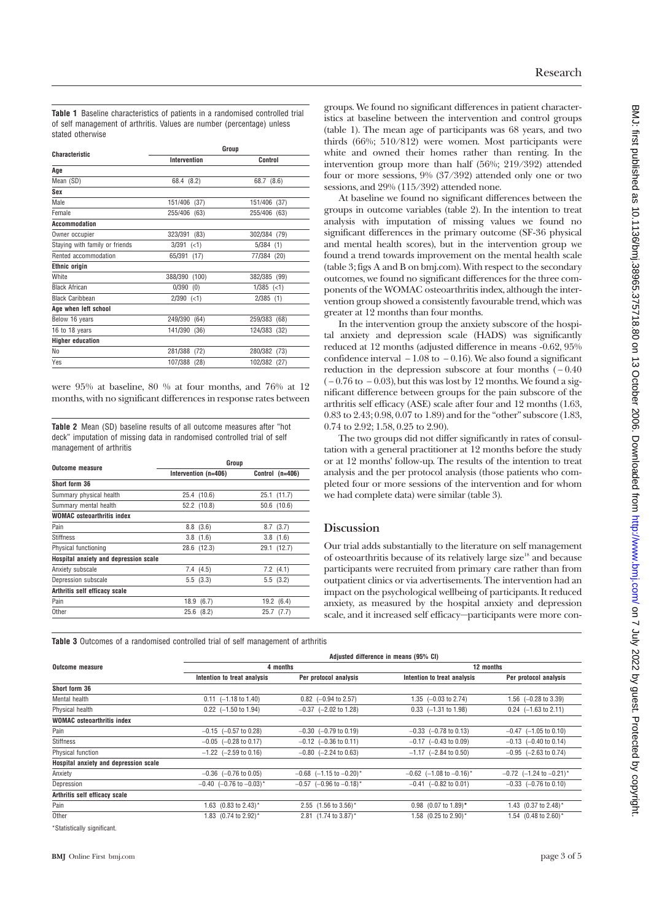**Table 1** Baseline characteristics of patients in a randomised controlled trial of self management of arthritis. Values are number (percentage) unless stated otherwise

| Characteristic | Group | |
|---|---|---|
| | Intervention | Control |
| **Age** | | |
| Mean (SD) | 68.4 (8.2) | 68.7 (8.6) |
| **Sex** | | |
| Male | 151/406 (37) | 151/406 (37) |
| Female | 255/406 (63) | 255/406 (63) |
| **Accommodation** | | |
| Owner occupier | 323/391 (83) | 302/384 (79) |
| Staying with family or friends | 3/391 (<1) | 5/384 (1) |
| Rented accommodation | 65/391 (17) | 77/384 (20) |
| **Ethnic origin** | | |
| White | 388/390 (100) | 382/385 (99) |
| Black African | 0/390 (0) | 1/385 (<1) |
| Black Caribbean | 2/390 (<1) | 2/385 (1) |
| **Age when left school** | | |
| Below 16 years | 249/390 (64) | 259/383 (68) |
| 16 to 18 years | 141/390 (36) | 124/383 (32) |
| **Higher education** | | |
| No | 281/388 (72) | 280/382 (73) |
| Yes | 107/388 (28) | 102/382 (27) |

were 95% at baseline, 80 % at four months, and 76% at 12 months, with no significant differences in response rates between groups. We found no significant differences in patient characteristics at baseline between the intervention and control groups (table 1). The mean age of participants was 68 years, and two thirds (66%; 510/812) were women. Most participants were white and owned their homes rather than renting. In the intervention group more than half (56%; 219/392) attended four or more sessions, 9% (37/392) attended only one or two sessions, and 29% (115/392) attended none.

**Table 2** Mean (SD) baseline results of all outcome measures after "hot deck" imputation of missing data in randomised controlled trial of self management of arthritis

| Outcome measure | Group | |
|---|---|---|
| | Intervention (n=406) | Control (n=406) |
| **Short form 36** | | |
| Summary physical health | 25.4 (10.6) | 25.1 (11.7) |
| Summary mental health | 52.2 (10.8) | 50.6 (10.6) |
| **WOMAC osteoarthritis index** | | |
| Pain | 8.8 (3.6) | 8.7 (3.7) |
| Stiffness | 3.8 (1.6) | 3.8 (1.6) |
| Physical functioning | 28.6 (12.3) | 29.1 (12.7) |
| **Hospital anxiety and depression scale** | | |
| Anxiety subscale | 7.4 (4.5) | 7.2 (4.1) |
| Depression subscale | 5.5 (3.3) | 5.5 (3.2) |
| **Arthritis self efficacy scale** | | |
| Pain | 18.9 (6.7) | 19.2 (6.4) |
| Other | 25.6 (8.2) | 25.7 (7.7) |

At baseline we found no significant differences between the groups in outcome variables (table 2). In the intention to treat analysis with imputation of missing values we found no significant differences in the primary outcome (SF-36 physical and mental health scores), but in the intervention group we found a trend towards improvement on the mental health scale (table 3; figs A and B on bmj.com). With respect to the secondary outcomes, we found no significant differences for the three components of the WOMAC osteoarthritis index, although the intervention group showed a consistently favourable trend, which was greater at 12 months than four months.

In the intervention group the anxiety subscore of the hospital anxiety and depression scale (HADS) was significantly reduced at 12 months (adjusted difference in means -0.62, 95% confidence interval −1.08 to −0.16). We also found a significant reduction in the depression subscore at four months (−0.40 (−0.76 to −0.03)), but this was lost by 12 months. We found a significant difference between groups for the pain subscore of the arthritis self efficacy (ASE) scale after four and 12 months (1.63, 0.83 to 2.43; 0.98, 0.07 to 1.89) and for the "other" subscore (1.83, 0.74 to 2.92; 1.58, 0.25 to 2.90).

The two groups did not differ significantly in rates of consultation with a general practitioner at 12 months before the study or at 12 months' follow-up. The results of the intention to treat analysis and the per protocol analysis (those patients who completed four or more sessions of the intervention and for whom we had complete data) were similar (table 3).

## Discussion

Our trial adds substantially to the literature on self management of osteoarthritis because of its relatively large size[18] and because participants were recruited from primary care rather than from outpatient clinics or via advertisements. The intervention had an impact on the psychological wellbeing of participants. It reduced anxiety, as measured by the hospital anxiety and depression scale, and it increased self efficacy—participants were more con-

**Table 3** Outcomes of a randomised controlled trial of self management of arthritis

| Outcome measure | Adjusted difference in means (95% CI) | | | |
|---|---|---|---|---|
| | 4 months | | 12 months | |
| | Intention to treat analysis | Per protocol analysis | Intention to treat analysis | Per protocol analysis |
| **Short form 36** | | | | |
| Mental health | 0.11 (−1.18 to 1.40) | 0.82 (−0.94 to 2.57) | 1.35 (−0.03 to 2.74) | 1.56 (−0.28 to 3.39) |
| Physical health | 0.22 (−1.50 to 1.94) | −0.37 (−2.02 to 1.28) | 0.33 (−1.31 to 1.98) | 0.24 (−1.63 to 2.11) |
| **WOMAC osteoarthritis index** | | | | |
| Pain | −0.15 (−0.57 to 0.28) | −0.30 (−0.79 to 0.19) | −0.33 (−0.78 to 0.13) | −0.47 (−1.05 to 0.10) |
| Stiffness | −0.05 (−0.28 to 0.17) | −0.12 (−0.36 to 0.11) | −0.17 (−0.43 to 0.09) | −0.13 (−0.40 to 0.14) |
| Physical function | −1.22 (−2.59 to 0.16) | −0.80 (−2.24 to 0.63) | −1.17 (−2.84 to 0.50) | −0.95 (−2.63 to 0.74) |
| **Hospital anxiety and depression scale** | | | | |
| Anxiety | −0.36 (−0.76 to 0.05) | −0.68 (−1.15 to −0.20)* | −0.62 (−1.08 to −0.16)* | −0.72 (−1.24 to −0.21)* |
| Depression | −0.40 (−0.76 to −0.03)* | −0.57 (−0.96 to −0.18)* | −0.41 (−0.82 to 0.01) | −0.33 (−0.76 to 0.10) |
| **Arthritis self efficacy scale** | | | | |
| Pain | 1.63 (0.83 to 2.43)* | 2.55 (1.56 to 3.56)* | 0.98 (0.07 to 1.89)* | 1.43 (0.37 to 2.48)* |
| Other | 1.83 (0.74 to 2.92)* | 2.81 (1.74 to 3.87)* | 1.58 (0.25 to 2.90)* | 1.54 (0.48 to 2.60)* |

*Statistically significant.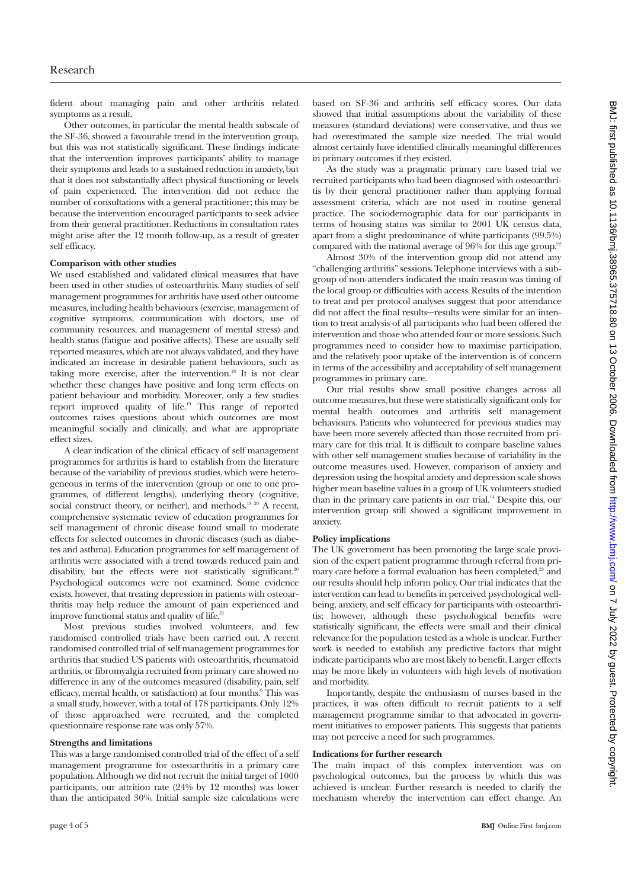fident about managing pain and other arthritis related symptoms as a result.

Other outcomes, in particular the mental health subscale of the SF-36, showed a favourable trend in the intervention group, but this was not statistically significant. These findings indicate that the intervention improves participants' ability to manage their symptoms and leads to a sustained reduction in anxiety, but that it does not substantially affect physical functioning or levels of pain experienced. The intervention did not reduce the number of consultations with a general practitioner; this may be because the intervention encouraged participants to seek advice from their general practitioner. Reductions in consultation rates might arise after the 12 month follow-up, as a result of greater self efficacy.

**Comparison with other studies**

We used established and validated clinical measures that have been used in other studies of osteoarthritis. Many studies of self management programmes for arthritis have used other outcome measures, including health behaviours (exercise, management of cognitive symptoms, communication with doctors, use of community resources, and management of mental stress) and health status (fatigue and positive affects). These are usually self reported measures, which are not always validated, and they have indicated an increase in desirable patient behaviours, such as taking more exercise, after the intervention.[18] It is not clear whether these changes have positive and long term effects on patient behaviour and morbidity. Moreover, only a few studies report improved quality of life.[19] This range of reported outcomes raises questions about which outcomes are most meaningful socially and clinically, and what are appropriate effect sizes.

A clear indication of the clinical efficacy of self management programmes for arthritis is hard to establish from the literature because of the variability of previous studies, which were heterogeneous in terms of the intervention (group or one to one programmes, of different lengths), underlying theory (cognitive, social construct theory, or neither), and methods.[18 20] A recent, comprehensive systematic review of education programmes for self management of chronic disease found small to moderate effects for selected outcomes in chronic diseases (such as diabetes and asthma). Education programmes for self management of arthritis were associated with a trend towards reduced pain and disability, but the effects were not statistically significant.[20] Psychological outcomes were not examined. Some evidence exists, however, that treating depression in patients with osteoarthritis may help reduce the amount of pain experienced and improve functional status and quality of life.[21]

Most previous studies involved volunteers, and few randomised controlled trials have been carried out. A recent randomised controlled trial of self management programmes for arthritis that studied US patients with osteoarthritis, rheumatoid arthritis, or fibromyalgia recruited from primary care showed no difference in any of the outcomes measured (disability, pain, self efficacy, mental health, or satisfaction) at four months.[6] This was a small study, however, with a total of 178 participants. Only 12% of those approached were recruited, and the completed questionnaire response rate was only 57%.

**Strengths and limitations**

This was a large randomised controlled trial of the effect of a self management programme for osteoarthritis in a primary care population. Although we did not recruit the initial target of 1000 participants, our attrition rate (24% by 12 months) was lower than the anticipated 30%. Initial sample size calculations were based on SF-36 and arthritis self efficacy scores. Our data showed that initial assumptions about the variability of these measures (standard deviations) were conservative, and thus we had overestimated the sample size needed. The trial would almost certainly have identified clinically meaningful differences in primary outcomes if they existed.

As the study was a pragmatic primary care based trial we recruited participants who had been diagnosed with osteoarthritis by their general practitioner rather than applying formal assessment criteria, which are not used in routine general practice. The sociodemographic data for our participants in terms of housing status was similar to 2001 UK census data, apart from a slight predominance of white participants (99.5%) compared with the national average of 96% for this age group.[22]

Almost 30% of the intervention group did not attend any "challenging arthritis" sessions. Telephone interviews with a subgroup of non-attenders indicated the main reason was timing of the local group or difficulties with access. Results of the intention to treat and per protocol analyses suggest that poor attendance did not affect the final results—results were similar for an intention to treat analysis of all participants who had been offered the intervention and those who attended four or more sessions. Such programmes need to consider how to maximise participation, and the relatively poor uptake of the intervention is of concern in terms of the accessibility and acceptability of self management programmes in primary care.

Our trial results show small positive changes across all outcome measures, but these were statistically significant only for mental health outcomes and arthritis self management behaviours. Patients who volunteered for previous studies may have been more severely affected than those recruited from primary care for this trial. It is difficult to compare baseline values with other self management studies because of variability in the outcome measures used. However, comparison of anxiety and depression using the hospital anxiety and depression scale shows higher mean baseline values in a group of UK volunteers studied than in the primary care patients in our trial.[14] Despite this, our intervention group still showed a significant improvement in anxiety.

**Policy implications**

The UK government has been promoting the large scale provision of the expert patient programme through referral from primary care before a formal evaluation has been completed,[23] and our results should help inform policy. Our trial indicates that the intervention can lead to benefits in perceived psychological wellbeing, anxiety, and self efficacy for participants with osteoarthritis; however, although these psychological benefits were statistically significant, the effects were small and their clinical relevance for the population tested as a whole is unclear. Further work is needed to establish any predictive factors that might indicate participants who are most likely to benefit. Larger effects may be more likely in volunteers with high levels of motivation and morbidity.

Importantly, despite the enthusiasm of nurses based in the practices, it was often difficult to recruit patients to a self management programme similar to that advocated in government initiatives to empower patients. This suggests that patients may not perceive a need for such programmes.

**Indications for further research**

The main impact of this complex intervention was on psychological outcomes, but the process by which this was achieved is unclear. Further research is needed to clarify the mechanism whereby the intervention can effect change. An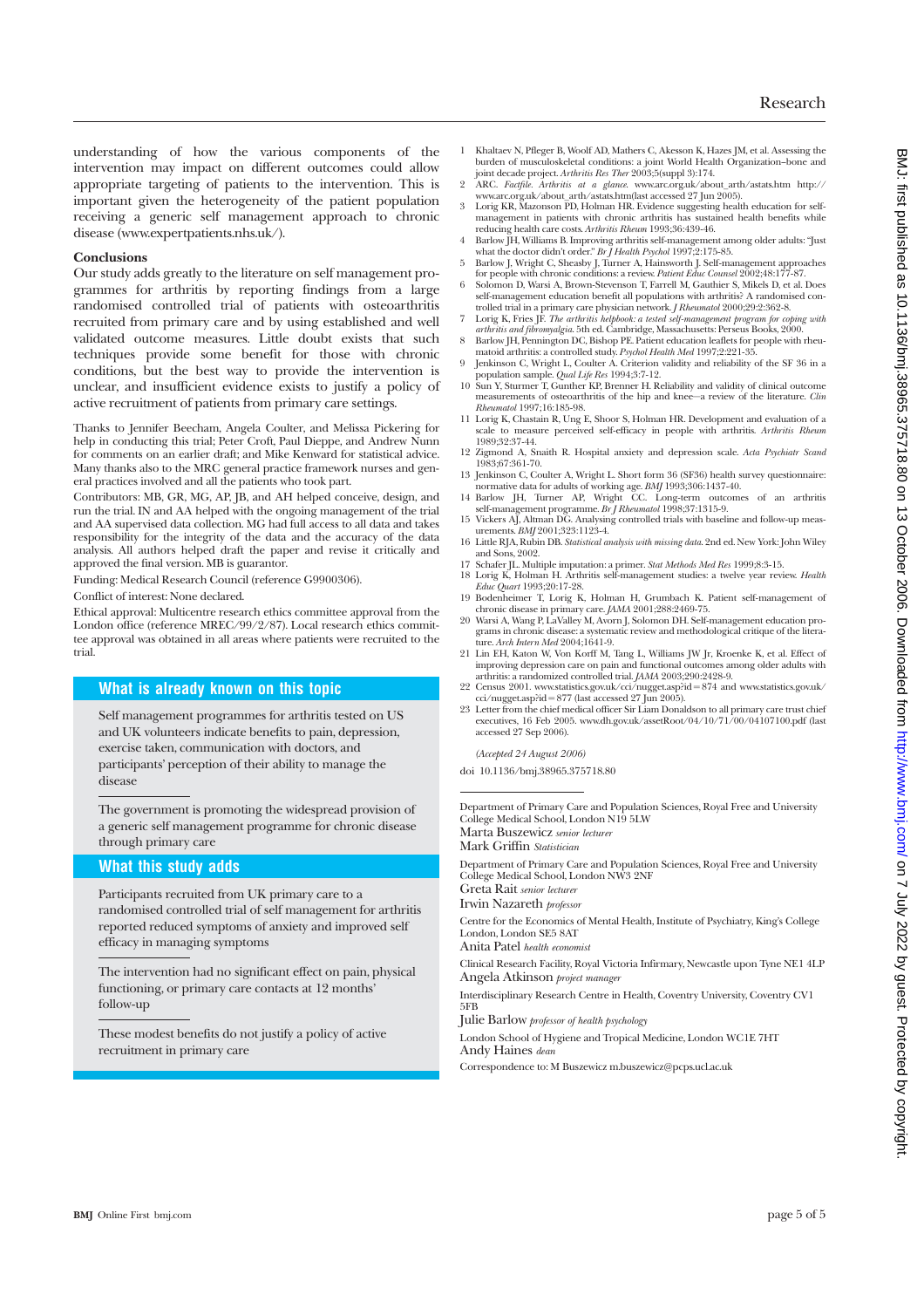understanding of how the various components of the intervention may impact on different outcomes could allow appropriate targeting of patients to the intervention. This is important given the heterogeneity of the patient population receiving a generic self management approach to chronic disease (www.expertpatients.nhs.uk/).

### Conclusions

Our study adds greatly to the literature on self management programmes for arthritis by reporting findings from a large randomised controlled trial of patients with osteoarthritis recruited from primary care and by using established and well validated outcome measures. Little doubt exists that such techniques provide some benefit for those with chronic conditions, but the best way to provide the intervention is unclear, and insufficient evidence exists to justify a policy of active recruitment of patients from primary care settings.

Thanks to Jennifer Beecham, Angela Coulter, and Melissa Pickering for help in conducting this trial; Peter Croft, Paul Dieppe, and Andrew Nunn for comments on an earlier draft; and Mike Kenward for statistical advice. Many thanks also to the MRC general practice framework nurses and general practices involved and all the patients who took part.

Contributors: MB, GR, MG, AP, JB, and AH helped conceive, design, and run the trial. IN and AA helped with the ongoing management of the trial and AA supervised data collection. MG had full access to all data and takes responsibility for the integrity of the data and the accuracy of the data analysis. All authors helped draft the paper and revise it critically and approved the final version. MB is guarantor.

Funding: Medical Research Council (reference G9900306).

Conflict of interest: None declared.

Ethical approval: Multicentre research ethics committee approval from the London office (reference MREC/99/2/87). Local research ethics committee approval was obtained in all areas where patients were recruited to the trial.

## What is already known on this topic

Self management programmes for arthritis tested on US and UK volunteers indicate benefits to pain, depression, exercise taken, communication with doctors, and participants' perception of their ability to manage the disease

The government is promoting the widespread provision of a generic self management programme for chronic disease through primary care

## What this study adds

Participants recruited from UK primary care to a randomised controlled trial of self management for arthritis reported reduced symptoms of anxiety and improved self efficacy in managing symptoms

The intervention had no significant effect on pain, physical functioning, or primary care contacts at 12 months' follow-up

These modest benefits do not justify a policy of active recruitment in primary care

1. Khaltaev N, Pfleger B, Woolf AD, Mathers C, Akesson K, Hazes JM, et al. Assessing the burden of musculoskeletal conditions: a joint World Health Organization–bone and joint decade project. *Arthritis Res Ther* 2003;5(suppl 3):174.
2. ARC. *Factfile. Arthritis at a glance.* www.arc.org.uk/about_arth/astats.htm http://www.arc.org.uk/about_arth/astats.htm(last accessed 27 Jun 2005).
3. Lorig KR, Mazonson PD, Holman HR. Evidence suggesting health education for self-management in patients with chronic arthritis has sustained health benefits while reducing health care costs. *Arthritis Rheum* 1993;36:439-46.
4. Barlow JH, Williams B. Improving arthritis self-management among older adults: "Just what the doctor didn't order." *Br J Health Psychol* 1997;2:175-85.
5. Barlow J, Wright C, Sheasby J, Turner A, Hainsworth J. Self-management approaches for people with chronic conditions: a review. *Patient Educ Counsel* 2002;48:177-87.
6. Solomon D, Warsi A, Brown-Stevenson T, Farrell M, Gauthier S, Mikels D, et al. Does self-management education benefit all populations with arthritis? A randomised controlled trial in a primary care physician network. *J Rheumatol* 2000;29:2:362-8.
7. Lorig K, Fries JF. *The arthritis helpbook: a tested self-management program for coping with arthritis and fibromyalgia.* 5th ed. Cambridge, Massachusetts: Perseus Books, 2000.
8. Barlow JH, Pennington DC, Bishop PE. Patient education leaflets for people with rheumatoid arthritis: a controlled study. *Psychol Health Med* 1997;2:221-35.
9. Jenkinson C, Wright L, Coulter A. Criterion validity and reliability of the SF 36 in a population sample. *Qual Life Res* 1994;3:7-12.
10. Sun Y, Sturmer T, Gunther KP, Brenner H. Reliability and validity of clinical outcome measurements of osteoarthritis of the hip and knee—a review of the literature. *Clin Rheumatol* 1997;16:185-98.
11. Lorig K, Chastain R, Ung E, Shoor S, Holman HR. Development and evaluation of a scale to measure perceived self-efficacy in people with arthritis. *Arthritis Rheum* 1989;32:37-44.
12. Zigmond A, Snaith R. Hospital anxiety and depression scale. *Acta Psychiatr Scand* 1983;67:361-70.
13. Jenkinson C, Coulter A, Wright L. Short form 36 (SF36) health survey questionnaire: normative data for adults of working age. *BMJ* 1993;306:1437-40.
14. Barlow JH, Turner AP, Wright CC. Long-term outcomes of an arthritis self-management programme. *Br J Rheumatol* 1998;37:1315-9.
15. Vickers AJ, Altman DG. Analysing controlled trials with baseline and follow-up measurements. *BMJ* 2001;323:1123-4.
16. Little RJA, Rubin DB. *Statistical analysis with missing data.* 2nd ed. New York: John Wiley and Sons, 2002.
17. Schafer JL. Multiple imputation: a primer. *Stat Methods Med Res* 1999;8:3-15.
18. Lorig K, Holman H. Arthritis self-management studies: a twelve year review. *Health Educ Quart* 1993;20:17-28.
19. Bodenheimer T, Lorig K, Holman H, Grumbach K. Patient self-management of chronic disease in primary care. *JAMA* 2001;288:2469-75.
20. Warsi A, Wang P, LaValley M, Avorn J, Solomon DH. Self-management education programs in chronic disease: a systematic review and methodological critique of the literature. *Arch Intern Med* 2004;1641-9.
21. Lin EH, Katon W, Von Korff M, Tang L, Williams JW Jr, Kroenke K, et al. Effect of improving depression care on pain and functional outcomes among older adults with arthritis: a randomized controlled trial. *JAMA* 2003;290:2428-9.
22. Census 2001. www.statistics.gov.uk/cci/nugget.asp?id=874 and www.statistics.gov.uk/cci/nugget.asp?id=877 (last accessed 27 Jun 2005).
23. Letter from the chief medical officer Sir Liam Donaldson to all primary care trust chief executives, 16 Feb 2005. www.dh.gov.uk/assetRoot/04/10/71/00/04107100.pdf (last accessed 27 Sep 2006).

*(Accepted 24 August 2006)*

doi 10.1136/bmj.38965.375718.80

Department of Primary Care and Population Sciences, Royal Free and University College Medical School, London N19 5LW
Marta Buszewicz *senior lecturer*
Mark Griffin *Statistician*

Department of Primary Care and Population Sciences, Royal Free and University College Medical School, London NW3 2NF
Greta Rait *senior lecturer*
Irwin Nazareth *professor*

Centre for the Economics of Mental Health, Institute of Psychiatry, King's College London, London SE5 8AT
Anita Patel *health economist*

Clinical Research Facility, Royal Victoria Infirmary, Newcastle upon Tyne NE1 4LP
Angela Atkinson *project manager*

Interdisciplinary Research Centre in Health, Coventry University, Coventry CV1 5FB
Julie Barlow *professor of health psychology*

London School of Hygiene and Tropical Medicine, London WC1E 7HT
Andy Haines *dean*

Correspondence to: M Buszewicz m.buszewicz@pcps.ucl.ac.uk